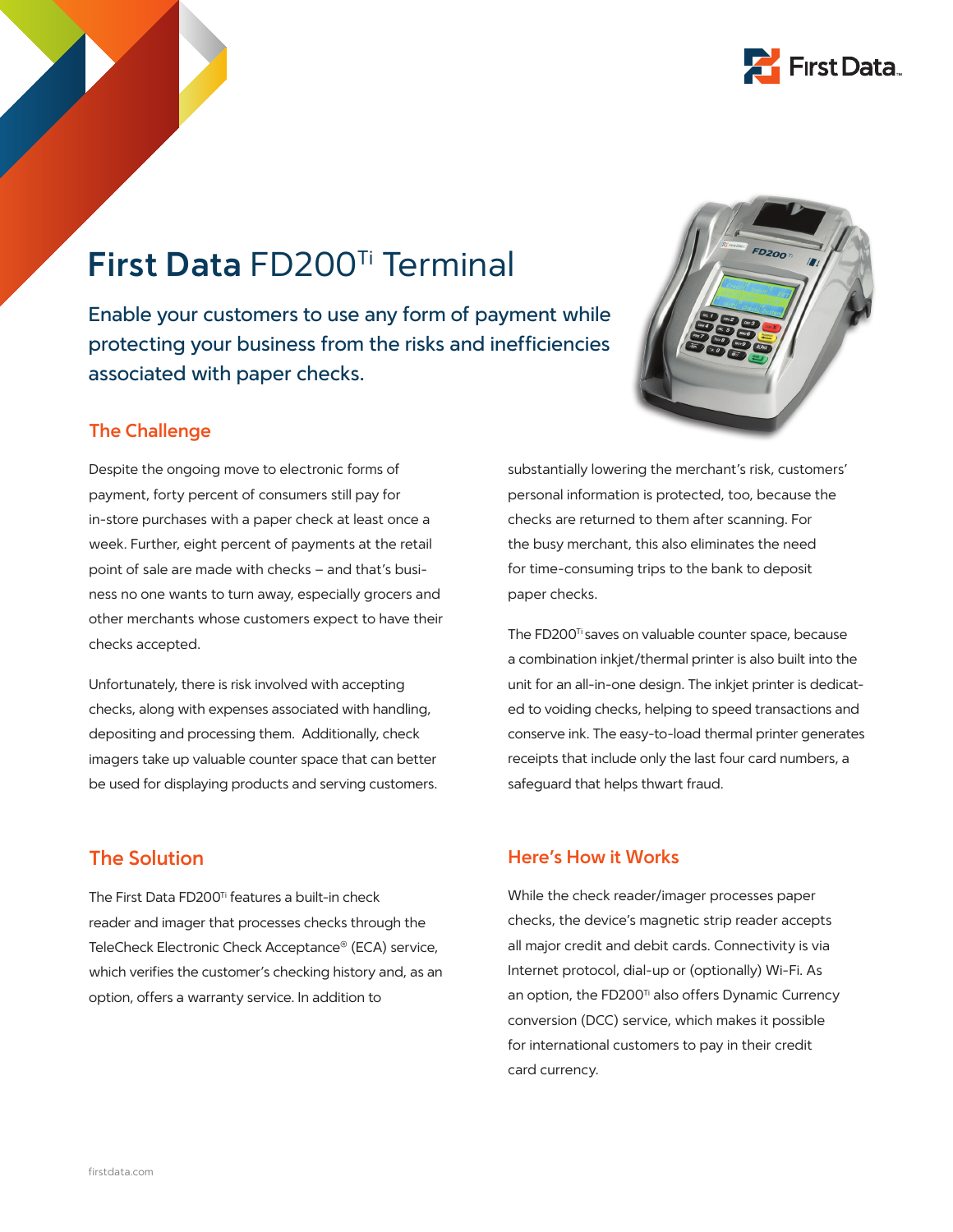# **First Data** FD200Ti Terminal

## Enable your customers to use any form of payment while protecting your business from the risks and inefficiencies associated with paper checks.

### The Challenge

Despite the ongoing move to electronic forms of payment, forty percent of consumers still pay for in-store purchases with a paper check at least once a week. Further, eight percent of payments at the retail point of sale are made with checks – and that's business no one wants to turn away, especially grocers and other merchants whose customers expect to have their checks accepted.

Unfortunately, there is risk involved with accepting checks, along with expenses associated with handling, depositing and processing them. Additionally, check imagers take up valuable counter space that can better be used for displaying products and serving customers.

### The Solution

The First Data FD200Ti features a built-in check reader and imager that processes checks through the TeleCheck Electronic Check Acceptance® (ECA) service, which verifies the customer's checking history and, as an option, offers a warranty service. In addition to substantially lowering the merchant's risk, customers' personal information is protected, too, because the checks are returned to them after scanning. For the busy merchant, this also eliminates the need for time-consuming trips to the bank to deposit paper checks.

The FD200Ti saves on valuable counter space, because a combination inkjet/thermal printer is also built into the unit for an all-in-one design. The inkjet printer is dedicated to voiding checks, helping to speed transactions and conserve ink. The easy-to-load thermal printer generates receipts that include only the last four card numbers, a safeguard that helps thwart fraud.

### Here's How it Works

While the check reader/imager processes paper checks, the device's magnetic strip reader accepts all major credit and debit cards. Connectivity is via Internet protocol, dial-up or (optionally) Wi-Fi. As an option, the FD200Ti also offers Dynamic Currency conversion (DCC) service, which makes it possible for international customers to pay in their credit card currency.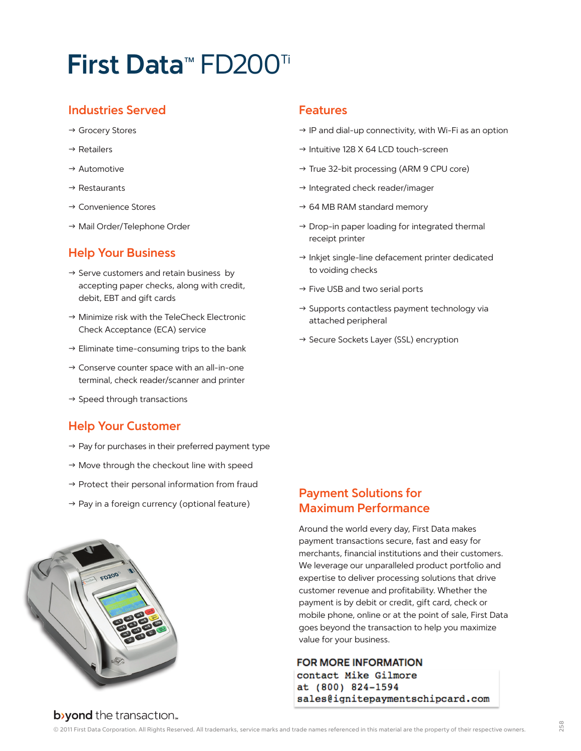# First Data™ FD200Ti

## Industries Served

- Grocery Stores
- Retailers
- Automotive
- Restaurants
- Convenience Stores
- Mail Order/Telephone Order

## Help Your Business

- Serve customers and retain business by accepting paper checks, along with credit, debit, EBT and gift cards
- Minimize risk with the TeleCheck Electronic Check Acceptance (ECA) service
- Eliminate time-consuming trips to the bank
- Conserve counter space with an all-in-one terminal, check reader/scanner and printer
- Speed through transactions

## Help Your Customer

- Pay for purchases in their preferred payment type
- Move through the checkout line with speed
- Protect their personal information from fraud
- Pay in a foreign currency (optional feature)

## Features

- IP and dial-up connectivity, with Wi-Fi as an option
- Intuitive 128 X 64 LCD touch-screen
- True 32-bit processing (ARM 9 CPU core)
- Integrated check reader/imager
- 64 MB RAM standard memory
- Drop-in paper loading for integrated thermal receipt printer
- Inkjet single-line defacement printer dedicated to voiding checks
- Five USB and two serial ports
- Supports contactless payment technology via attached peripheral
- Secure Sockets Layer (SSL) encryption

## Payment Solutions for Maximum Performance

Around the world every day, First Data makes payment transactions secure, fast and easy for merchants, financial institutions and their customers. We leverage our unparalleled product portfolio and expertise to deliver processing solutions that drive customer revenue and profitability. Whether the payment is by debit or credit, gift card, check or mobile phone, online or at the point of sale, First Data goes beyond the transaction to help you maximize value for your business.

**FOR MORE INFORMATION**

contact Mike Gilmore
at (800) 824-1594
sales@ignitepaymentschipcard.com

beyond the transaction.

© 2011 First Data Corporation. All Rights Reserved. All trademarks, service marks and trade names referenced in this material are the property of their respective owners.